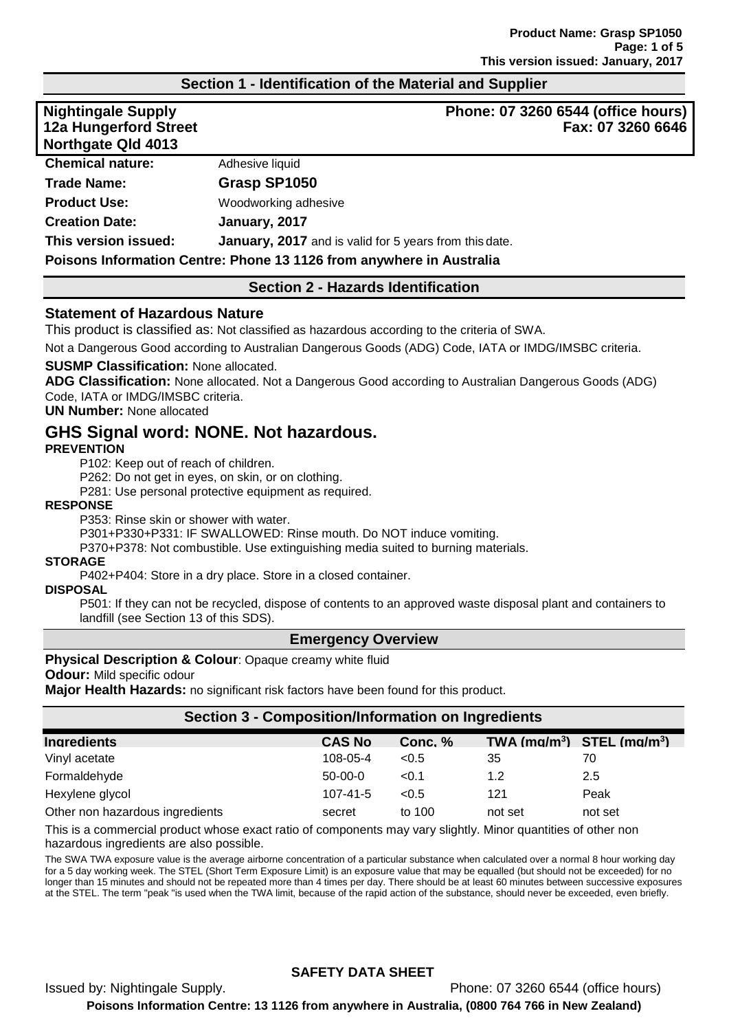## Section 1 - Identification of the Material and Supplier

**Nightingale Supply**
**12a Hungerford Street**
**Northgate Qld 4013**

**Phone: 07 3260 6544 (office hours)**
**Fax: 07 3260 6646**

**Chemical nature:** Adhesive liquid

**Trade Name:** **Grasp SP1050**

**Product Use:** Woodworking adhesive

**Creation Date:** **January, 2017**

**This version issued:** **January, 2017** and is valid for 5 years from this date.

**Poisons Information Centre: Phone 13 1126 from anywhere in Australia**

## Section 2 - Hazards Identification

### Statement of Hazardous Nature

This product is classified as: Not classified as hazardous according to the criteria of SWA.

Not a Dangerous Good according to Australian Dangerous Goods (ADG) Code, IATA or IMDG/IMSBC criteria.

**SUSMP Classification:** None allocated.

**ADG Classification:** None allocated. Not a Dangerous Good according to Australian Dangerous Goods (ADG) Code, IATA or IMDG/IMSBC criteria.

**UN Number:** None allocated

# GHS Signal word: NONE. Not hazardous.

**PREVENTION**

P102: Keep out of reach of children.
P262: Do not get in eyes, on skin, or on clothing.
P281: Use personal protective equipment as required.

**RESPONSE**

P353: Rinse skin or shower with water.
P301+P330+P331: IF SWALLOWED: Rinse mouth. Do NOT induce vomiting.
P370+P378: Not combustible. Use extinguishing media suited to burning materials.

**STORAGE**

P402+P404: Store in a dry place. Store in a closed container.

**DISPOSAL**

P501: If they can not be recycled, dispose of contents to an approved waste disposal plant and containers to landfill (see Section 13 of this SDS).

## Emergency Overview

**Physical Description & Colour**: Opaque creamy white fluid

**Odour:** Mild specific odour

**Major Health Hazards:** no significant risk factors have been found for this product.

## Section 3 - Composition/Information on Ingredients

| Ingredients | CAS No | Conc. % | TWA ($mg/m^3$) | STEL ($mg/m^3$) |
|---|---|---|---|---|
| Vinyl acetate | 108-05-4 | <0.5 | 35 | 70 |
| Formaldehyde | 50-00-0 | <0.1 | 1.2 | 2.5 |
| Hexylene glycol | 107-41-5 | <0.5 | 121 | Peak |
| Other non hazardous ingredients | secret | to 100 | not set | not set |

This is a commercial product whose exact ratio of components may vary slightly. Minor quantities of other non hazardous ingredients are also possible.

The SWA TWA exposure value is the average airborne concentration of a particular substance when calculated over a normal 8 hour working day for a 5 day working week. The STEL (Short Term Exposure Limit) is an exposure value that may be equalled (but should not be exceeded) for no longer than 15 minutes and should not be repeated more than 4 times per day. There should be at least 60 minutes between successive exposures at the STEL. The term "peak "is used when the TWA limit, because of the rapid action of the substance, should never be exceeded, even briefly.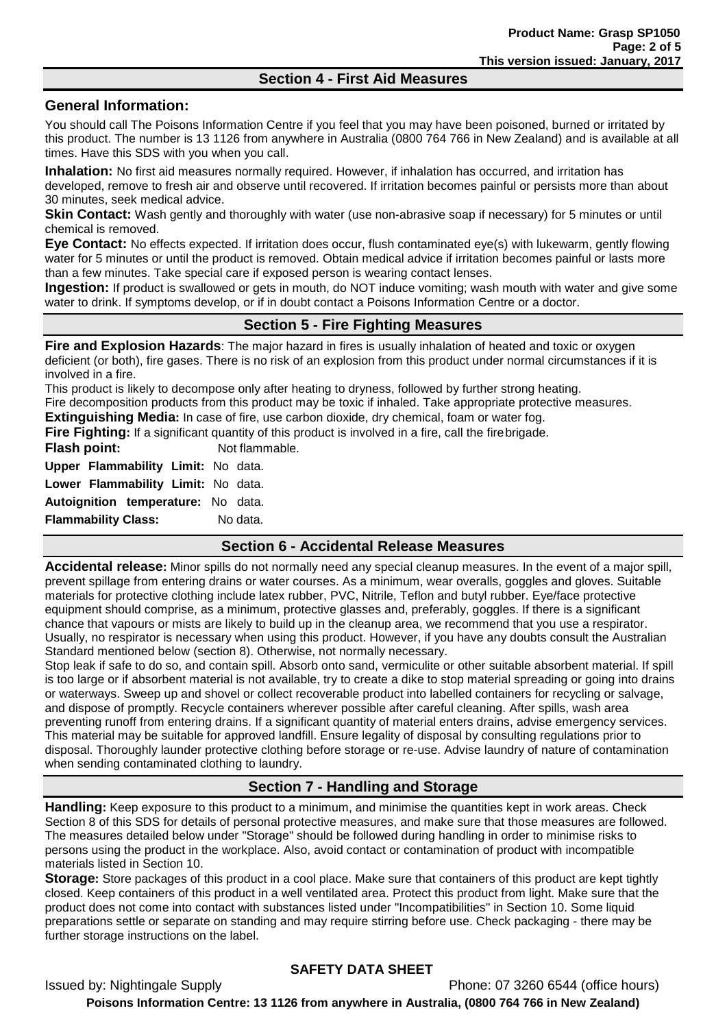## Section 4 - First Aid Measures

### General Information:

You should call The Poisons Information Centre if you feel that you may have been poisoned, burned or irritated by this product. The number is 13 1126 from anywhere in Australia (0800 764 766 in New Zealand) and is available at all times. Have this SDS with you when you call.

**Inhalation:** No first aid measures normally required. However, if inhalation has occurred, and irritation has developed, remove to fresh air and observe until recovered. If irritation becomes painful or persists more than about 30 minutes, seek medical advice.

**Skin Contact:** Wash gently and thoroughly with water (use non-abrasive soap if necessary) for 5 minutes or until chemical is removed.

**Eye Contact:** No effects expected. If irritation does occur, flush contaminated eye(s) with lukewarm, gently flowing water for 5 minutes or until the product is removed. Obtain medical advice if irritation becomes painful or lasts more than a few minutes. Take special care if exposed person is wearing contact lenses.

**Ingestion:** If product is swallowed or gets in mouth, do NOT induce vomiting; wash mouth with water and give some water to drink. If symptoms develop, or if in doubt contact a Poisons Information Centre or a doctor.

## Section 5 - Fire Fighting Measures

**Fire and Explosion Hazards**: The major hazard in fires is usually inhalation of heated and toxic or oxygen deficient (or both), fire gases. There is no risk of an explosion from this product under normal circumstances if it is involved in a fire.

This product is likely to decompose only after heating to dryness, followed by further strong heating.

Fire decomposition products from this product may be toxic if inhaled. Take appropriate protective measures.

**Extinguishing Media:** In case of fire, use carbon dioxide, dry chemical, foam or water fog.

**Fire Fighting:** If a significant quantity of this product is involved in a fire, call the fire brigade.

**Flash point:** Not flammable.

**Upper Flammability Limit:** No data.

**Lower Flammability Limit:** No data.

**Autoignition temperature:** No data.

**Flammability Class:** No data.

## Section 6 - Accidental Release Measures

**Accidental release:** Minor spills do not normally need any special cleanup measures. In the event of a major spill, prevent spillage from entering drains or water courses. As a minimum, wear overalls, goggles and gloves. Suitable materials for protective clothing include latex rubber, PVC, Nitrile, Teflon and butyl rubber. Eye/face protective equipment should comprise, as a minimum, protective glasses and, preferably, goggles. If there is a significant chance that vapours or mists are likely to build up in the cleanup area, we recommend that you use a respirator. Usually, no respirator is necessary when using this product. However, if you have any doubts consult the Australian Standard mentioned below (section 8). Otherwise, not normally necessary.

Stop leak if safe to do so, and contain spill. Absorb onto sand, vermiculite or other suitable absorbent material. If spill is too large or if absorbent material is not available, try to create a dike to stop material spreading or going into drains or waterways. Sweep up and shovel or collect recoverable product into labelled containers for recycling or salvage, and dispose of promptly. Recycle containers wherever possible after careful cleaning. After spills, wash area preventing runoff from entering drains. If a significant quantity of material enters drains, advise emergency services. This material may be suitable for approved landfill. Ensure legality of disposal by consulting regulations prior to disposal. Thoroughly launder protective clothing before storage or re-use. Advise laundry of nature of contamination when sending contaminated clothing to laundry.

## Section 7 - Handling and Storage

**Handling:** Keep exposure to this product to a minimum, and minimise the quantities kept in work areas. Check Section 8 of this SDS for details of personal protective measures, and make sure that those measures are followed. The measures detailed below under "Storage" should be followed during handling in order to minimise risks to persons using the product in the workplace. Also, avoid contact or contamination of product with incompatible materials listed in Section 10.

**Storage:** Store packages of this product in a cool place. Make sure that containers of this product are kept tightly closed. Keep containers of this product in a well ventilated area. Protect this product from light. Make sure that the product does not come into contact with substances listed under "Incompatibilities" in Section 10. Some liquid preparations settle or separate on standing and may require stirring before use. Check packaging - there may be further storage instructions on the label.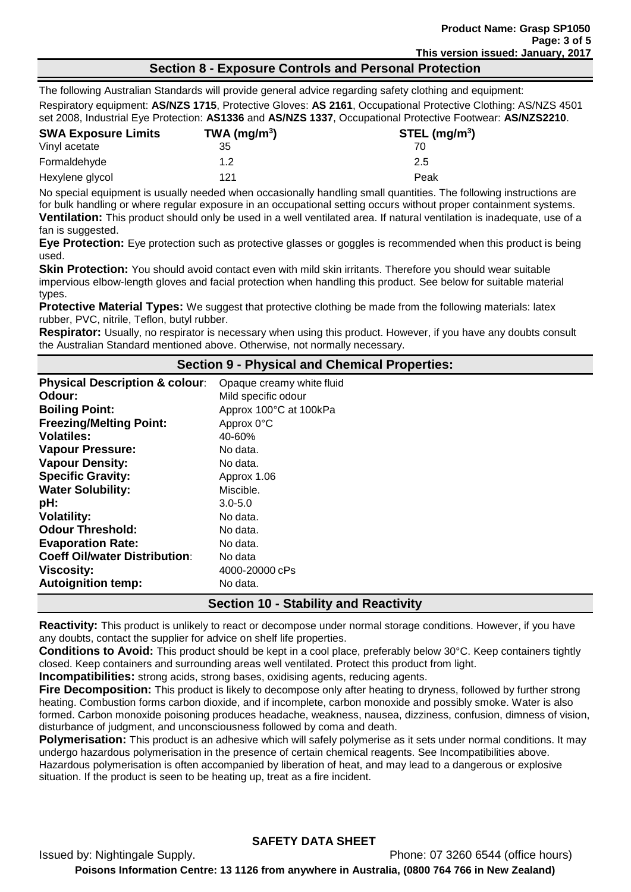## Section 8 - Exposure Controls and Personal Protection

The following Australian Standards will provide general advice regarding safety clothing and equipment:

Respiratory equipment: **AS/NZS 1715**, Protective Gloves: **AS 2161**, Occupational Protective Clothing: AS/NZS 4501 set 2008, Industrial Eye Protection: **AS1336** and **AS/NZS 1337**, Occupational Protective Footwear: **AS/NZS2210**.

| SWA Exposure Limits | TWA ($mg/m^3$) | STEL ($mg/m^3$) |
|---|---|---|
| Vinyl acetate | 35 | 70 |
| Formaldehyde | 1.2 | 2.5 |
| Hexylene glycol | 121 | Peak |

No special equipment is usually needed when occasionally handling small quantities. The following instructions are for bulk handling or where regular exposure in an occupational setting occurs without proper containment systems.

**Ventilation:** This product should only be used in a well ventilated area. If natural ventilation is inadequate, use of a fan is suggested.

**Eye Protection:** Eye protection such as protective glasses or goggles is recommended when this product is being used.

**Skin Protection:** You should avoid contact even with mild skin irritants. Therefore you should wear suitable impervious elbow-length gloves and facial protection when handling this product. See below for suitable material types.

**Protective Material Types:** We suggest that protective clothing be made from the following materials: latex rubber, PVC, nitrile, Teflon, butyl rubber.

**Respirator:** Usually, no respirator is necessary when using this product. However, if you have any doubts consult the Australian Standard mentioned above. Otherwise, not normally necessary.

## Section 9 - Physical and Chemical Properties:

| | |
|---|---|
| **Physical Description & colour**: | Opaque creamy white fluid |
| **Odour:** | Mild specific odour |
| **Boiling Point:** | Approx 100°C at 100kPa |
| **Freezing/Melting Point:** | Approx 0°C |
| **Volatiles:** | 40-60% |
| **Vapour Pressure:** | No data. |
| **Vapour Density:** | No data. |
| **Specific Gravity:** | Approx 1.06 |
| **Water Solubility:** | Miscible. |
| **pH:** | 3.0-5.0 |
| **Volatility:** | No data. |
| **Odour Threshold:** | No data. |
| **Evaporation Rate:** | No data. |
| **Coeff Oil/water Distribution**: | No data |
| **Viscosity:** | 4000-20000 cPs |
| **Autoignition temp:** | No data. |

## Section 10 - Stability and Reactivity

**Reactivity:** This product is unlikely to react or decompose under normal storage conditions. However, if you have any doubts, contact the supplier for advice on shelf life properties.

**Conditions to Avoid:** This product should be kept in a cool place, preferably below 30°C. Keep containers tightly closed. Keep containers and surrounding areas well ventilated. Protect this product from light.

**Incompatibilities:** strong acids, strong bases, oxidising agents, reducing agents.

**Fire Decomposition:** This product is likely to decompose only after heating to dryness, followed by further strong heating. Combustion forms carbon dioxide, and if incomplete, carbon monoxide and possibly smoke. Water is also formed. Carbon monoxide poisoning produces headache, weakness, nausea, dizziness, confusion, dimness of vision, disturbance of judgment, and unconsciousness followed by coma and death.

**Polymerisation:** This product is an adhesive which will safely polymerise as it sets under normal conditions. It may undergo hazardous polymerisation in the presence of certain chemical reagents. See Incompatibilities above. Hazardous polymerisation is often accompanied by liberation of heat, and may lead to a dangerous or explosive situation. If the product is seen to be heating up, treat as a fire incident.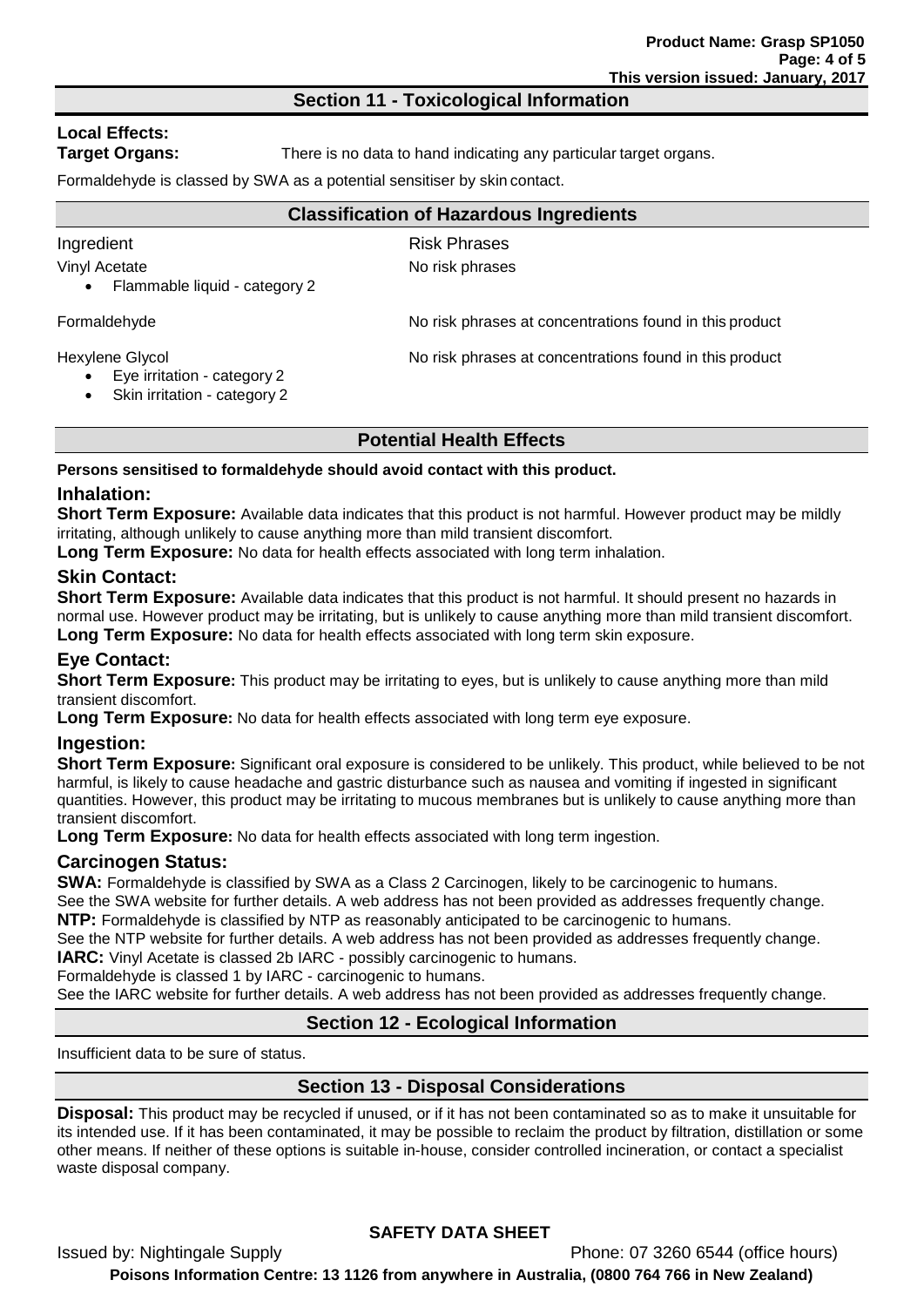## Section 11 - Toxicological Information

**Local Effects:**

**Target Organs:** There is no data to hand indicating any particular target organs.

Formaldehyde is classed by SWA as a potential sensitiser by skin contact.

### Classification of Hazardous Ingredients

| Ingredient | Risk Phrases |
|---|---|
| Vinyl Acetate<br>• Flammable liquid - category 2 | No risk phrases |
| Formaldehyde | No risk phrases at concentrations found in this product |
| Hexylene Glycol<br>• Eye irritation - category 2<br>• Skin irritation - category 2 | No risk phrases at concentrations found in this product |

### Potential Health Effects

**Persons sensitised to formaldehyde should avoid contact with this product.**

#### Inhalation:

**Short Term Exposure:** Available data indicates that this product is not harmful. However product may be mildly irritating, although unlikely to cause anything more than mild transient discomfort.

**Long Term Exposure:** No data for health effects associated with long term inhalation.

#### Skin Contact:

**Short Term Exposure:** Available data indicates that this product is not harmful. It should present no hazards in normal use. However product may be irritating, but is unlikely to cause anything more than mild transient discomfort.

**Long Term Exposure:** No data for health effects associated with long term skin exposure.

#### Eye Contact:

**Short Term Exposure:** This product may be irritating to eyes, but is unlikely to cause anything more than mild transient discomfort.

**Long Term Exposure:** No data for health effects associated with long term eye exposure.

#### Ingestion:

**Short Term Exposure:** Significant oral exposure is considered to be unlikely. This product, while believed to be not harmful, is likely to cause headache and gastric disturbance such as nausea and vomiting if ingested in significant quantities. However, this product may be irritating to mucous membranes but is unlikely to cause anything more than transient discomfort.

**Long Term Exposure:** No data for health effects associated with long term ingestion.

#### Carcinogen Status:

**SWA:** Formaldehyde is classified by SWA as a Class 2 Carcinogen, likely to be carcinogenic to humans.
See the SWA website for further details. A web address has not been provided as addresses frequently change.

**NTP:** Formaldehyde is classified by NTP as reasonably anticipated to be carcinogenic to humans.
See the NTP website for further details. A web address has not been provided as addresses frequently change.

**IARC:** Vinyl Acetate is classed 2b IARC - possibly carcinogenic to humans.
Formaldehyde is classed 1 by IARC - carcinogenic to humans.
See the IARC website for further details. A web address has not been provided as addresses frequently change.

## Section 12 - Ecological Information

Insufficient data to be sure of status.

## Section 13 - Disposal Considerations

**Disposal:** This product may be recycled if unused, or if it has not been contaminated so as to make it unsuitable for its intended use. If it has been contaminated, it may be possible to reclaim the product by filtration, distillation or some other means. If neither of these options is suitable in-house, consider controlled incineration, or contact a specialist waste disposal company.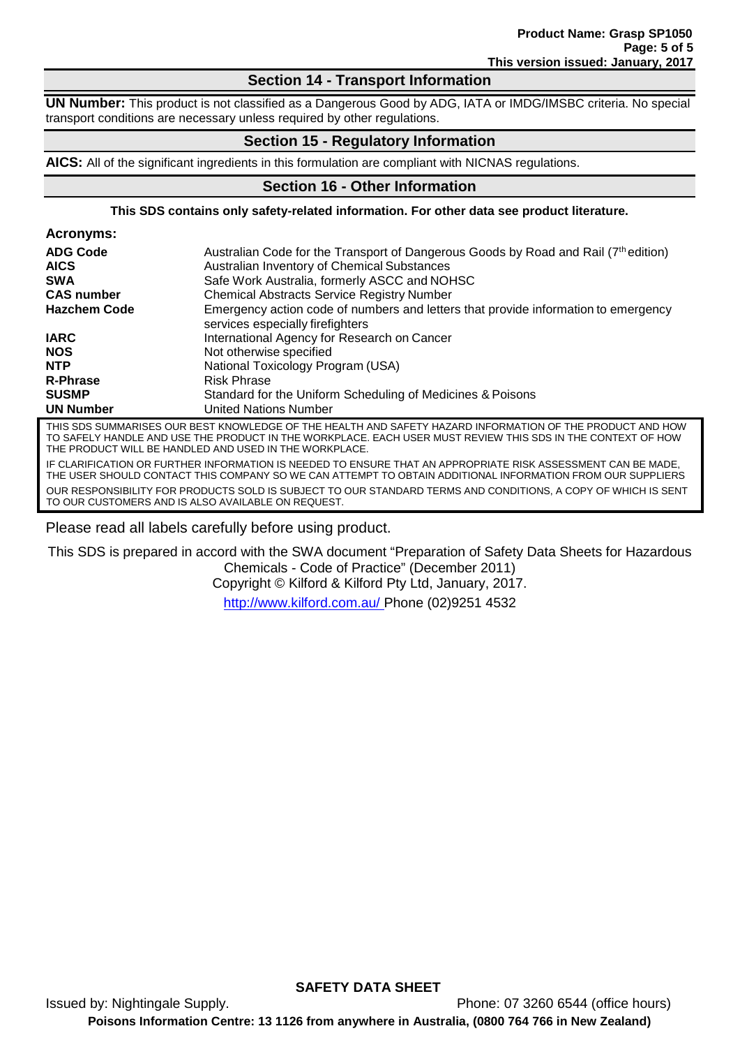## Section 14 - Transport Information

**UN Number:** This product is not classified as a Dangerous Good by ADG, IATA or IMDG/IMSBC criteria. No special transport conditions are necessary unless required by other regulations.

## Section 15 - Regulatory Information

**AICS:** All of the significant ingredients in this formulation are compliant with NICNAS regulations.

## Section 16 - Other Information

**This SDS contains only safety-related information. For other data see product literature.**

**Acronyms:**

| | |
|---|---|
| **ADG Code** | Australian Code for the Transport of Dangerous Goods by Road and Rail (7th edition) |
| **AICS** | Australian Inventory of Chemical Substances |
| **SWA** | Safe Work Australia, formerly ASCC and NOHSC |
| **CAS number** | Chemical Abstracts Service Registry Number |
| **Hazchem Code** | Emergency action code of numbers and letters that provide information to emergency services especially firefighters |
| **IARC** | International Agency for Research on Cancer |
| **NOS** | Not otherwise specified |
| **NTP** | National Toxicology Program (USA) |
| **R-Phrase** | Risk Phrase |
| **SUSMP** | Standard for the Uniform Scheduling of Medicines & Poisons |
| **UN Number** | United Nations Number |

THIS SDS SUMMARISES OUR BEST KNOWLEDGE OF THE HEALTH AND SAFETY HAZARD INFORMATION OF THE PRODUCT AND HOW TO SAFELY HANDLE AND USE THE PRODUCT IN THE WORKPLACE. EACH USER MUST REVIEW THIS SDS IN THE CONTEXT OF HOW THE PRODUCT WILL BE HANDLED AND USED IN THE WORKPLACE.

IF CLARIFICATION OR FURTHER INFORMATION IS NEEDED TO ENSURE THAT AN APPROPRIATE RISK ASSESSMENT CAN BE MADE, THE USER SHOULD CONTACT THIS COMPANY SO WE CAN ATTEMPT TO OBTAIN ADDITIONAL INFORMATION FROM OUR SUPPLIERS

OUR RESPONSIBILITY FOR PRODUCTS SOLD IS SUBJECT TO OUR STANDARD TERMS AND CONDITIONS, A COPY OF WHICH IS SENT TO OUR CUSTOMERS AND IS ALSO AVAILABLE ON REQUEST.

Please read all labels carefully before using product.

This SDS is prepared in accord with the SWA document "Preparation of Safety Data Sheets for Hazardous Chemicals - Code of Practice" (December 2011)

Copyright © Kilford & Kilford Pty Ltd, January, 2017.

http://www.kilford.com.au/ Phone (02)9251 4532